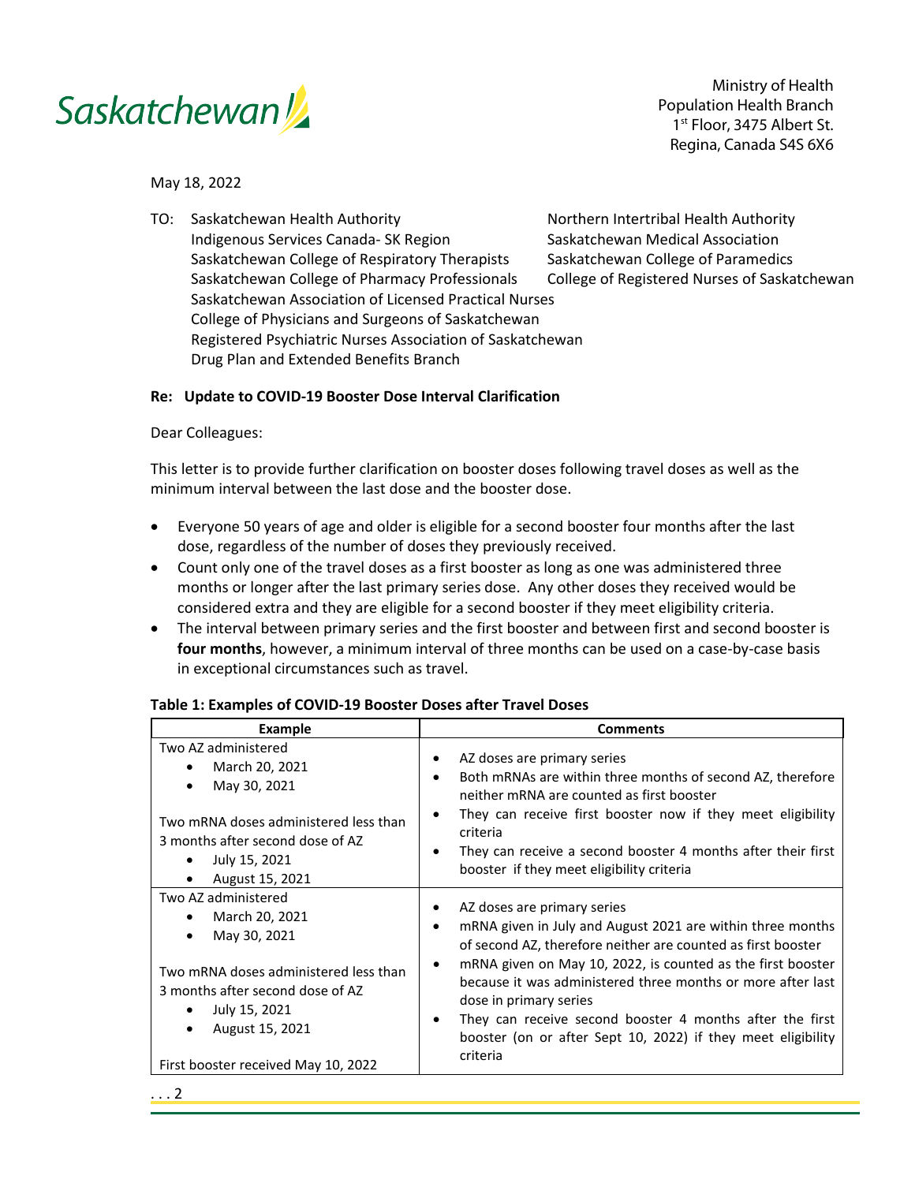Saskatchewan

Ministry of Health
Population Health Branch
1st Floor, 3475 Albert St.
Regina, Canada S4S 6X6

May 18, 2022

TO: Saskatchewan Health Authority
Indigenous Services Canada- SK Region
Saskatchewan College of Respiratory Therapists
Saskatchewan College of Pharmacy Professionals
Saskatchewan Association of Licensed Practical Nurses
College of Physicians and Surgeons of Saskatchewan
Registered Psychiatric Nurses Association of Saskatchewan
Drug Plan and Extended Benefits Branch
Northern Intertribal Health Authority
Saskatchewan Medical Association
Saskatchewan College of Paramedics
College of Registered Nurses of Saskatchewan

**Re: Update to COVID-19 Booster Dose Interval Clarification**

Dear Colleagues:

This letter is to provide further clarification on booster doses following travel doses as well as the minimum interval between the last dose and the booster dose.

- Everyone 50 years of age and older is eligible for a second booster four months after the last dose, regardless of the number of doses they previously received.
- Count only one of the travel doses as a first booster as long as one was administered three months or longer after the last primary series dose. Any other doses they received would be considered extra and they are eligible for a second booster if they meet eligibility criteria.
- The interval between primary series and the first booster and between first and second booster is **four months**, however, a minimum interval of three months can be used on a case-by-case basis in exceptional circumstances such as travel.

**Table 1: Examples of COVID-19 Booster Doses after Travel Doses**

| Example | Comments |
|---|---|
| Two AZ administered<br>• March 20, 2021<br>• May 30, 2021<br><br>Two mRNA doses administered less than 3 months after second dose of AZ<br>• July 15, 2021<br>• August 15, 2021 | • AZ doses are primary series<br>• Both mRNAs are within three months of second AZ, therefore neither mRNA are counted as first booster<br>• They can receive first booster now if they meet eligibility criteria<br>• They can receive a second booster 4 months after their first booster if they meet eligibility criteria |
| Two AZ administered<br>• March 20, 2021<br>• May 30, 2021<br><br>Two mRNA doses administered less than 3 months after second dose of AZ<br>• July 15, 2021<br>• August 15, 2021<br><br>First booster received May 10, 2022 | • AZ doses are primary series<br>• mRNA given in July and August 2021 are within three months of second AZ, therefore neither are counted as first booster<br>• mRNA given on May 10, 2022, is counted as the first booster because it was administered three months or more after last dose in primary series<br>• They can receive second booster 4 months after the first booster (on or after Sept 10, 2022) if they meet eligibility criteria |

. . . 2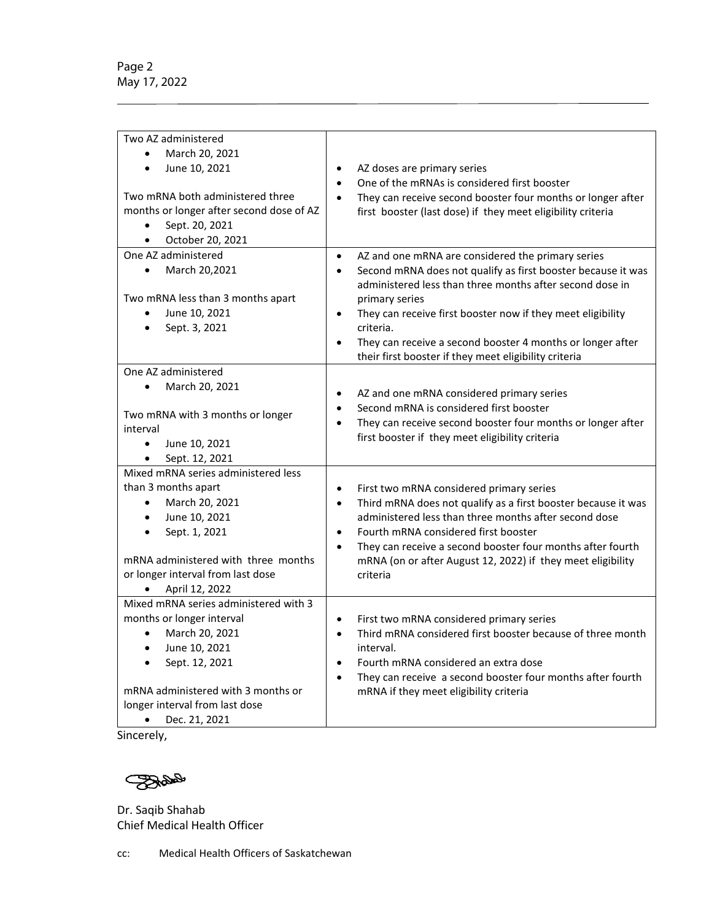| | |
|---|---|
| Two AZ administered<br>• March 20, 2021<br>• June 10, 2021<br><br>Two mRNA both administered three months or longer after second dose of AZ<br>• Sept. 20, 2021<br>• October 20, 2021 | • AZ doses are primary series<br>• One of the mRNAs is considered first booster<br>• They can receive second booster four months or longer after first booster (last dose) if they meet eligibility criteria |
| One AZ administered<br>• March 20,2021<br><br>Two mRNA less than 3 months apart<br>• June 10, 2021<br>• Sept. 3, 2021 | • AZ and one mRNA are considered the primary series<br>• Second mRNA does not qualify as first booster because it was administered less than three months after second dose in primary series<br>• They can receive first booster now if they meet eligibility criteria.<br>• They can receive a second booster 4 months or longer after their first booster if they meet eligibility criteria |
| One AZ administered<br>• March 20, 2021<br><br>Two mRNA with 3 months or longer interval<br>• June 10, 2021<br>• Sept. 12, 2021 | • AZ and one mRNA considered primary series<br>• Second mRNA is considered first booster<br>• They can receive second booster four months or longer after first booster if they meet eligibility criteria |
| Mixed mRNA series administered less than 3 months apart<br>• March 20, 2021<br>• June 10, 2021<br>• Sept. 1, 2021<br><br>mRNA administered with three months or longer interval from last dose<br>• April 12, 2022 | • First two mRNA considered primary series<br>• Third mRNA does not qualify as a first booster because it was administered less than three months after second dose<br>• Fourth mRNA considered first booster<br>• They can receive a second booster four months after fourth mRNA (on or after August 12, 2022) if they meet eligibility criteria |
| Mixed mRNA series administered with 3 months or longer interval<br>• March 20, 2021<br>• June 10, 2021<br>• Sept. 12, 2021<br><br>mRNA administered with 3 months or longer interval from last dose<br>• Dec. 21, 2021 | • First two mRNA considered primary series<br>• Third mRNA considered first booster because of three month interval.<br>• Fourth mRNA considered an extra dose<br>• They can receive a second booster four months after fourth mRNA if they meet eligibility criteria |

Sincerely,

Dr. Saqib Shahab
Chief Medical Health Officer

cc: Medical Health Officers of Saskatchewan